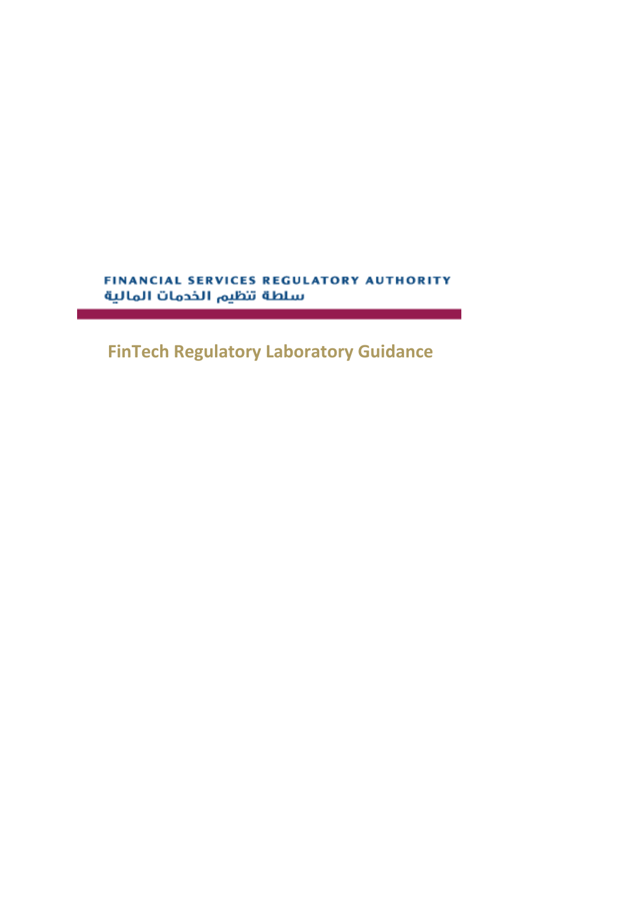FINANCIAL SERVICES REGULATORY AUTHORITY

سلطة تنظيم الخدمات المالية

# FinTech Regulatory Laboratory Guidance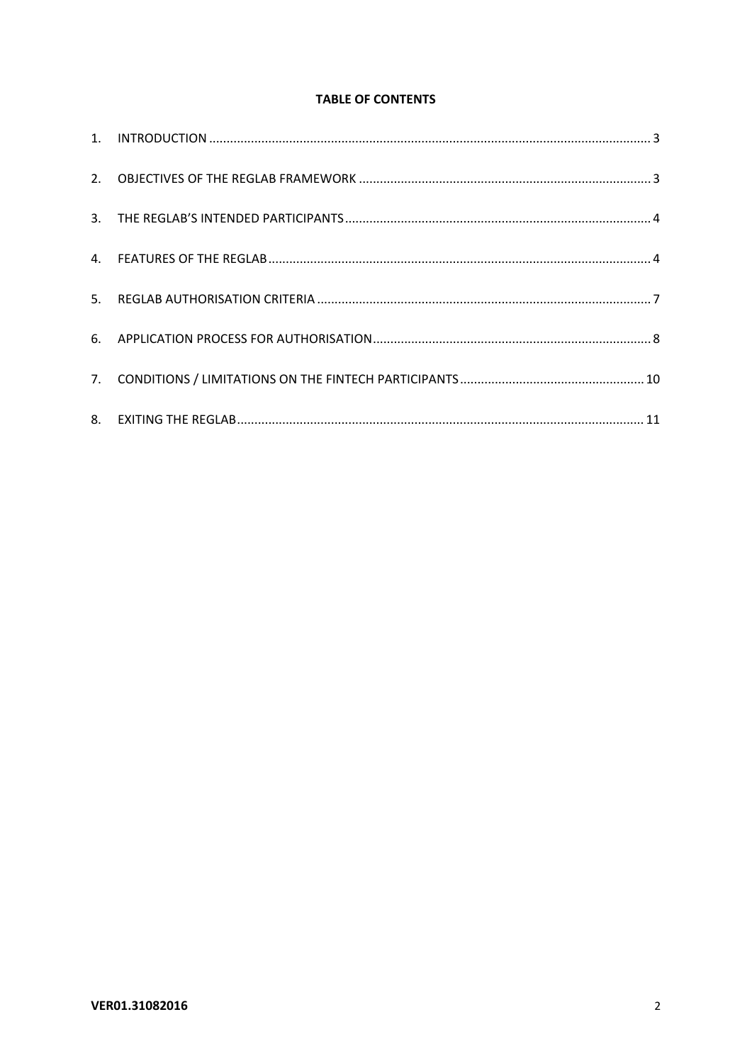**TABLE OF CONTENTS**

1. INTRODUCTION ..... 3
2. OBJECTIVES OF THE REGLAB FRAMEWORK ..... 3
3. THE REGLAB'S INTENDED PARTICIPANTS ..... 4
4. FEATURES OF THE REGLAB ..... 4
5. REGLAB AUTHORISATION CRITERIA ..... 7
6. APPLICATION PROCESS FOR AUTHORISATION ..... 8
7. CONDITIONS / LIMITATIONS ON THE FINTECH PARTICIPANTS ..... 10
8. EXITING THE REGLAB ..... 11

**VER01.31082016**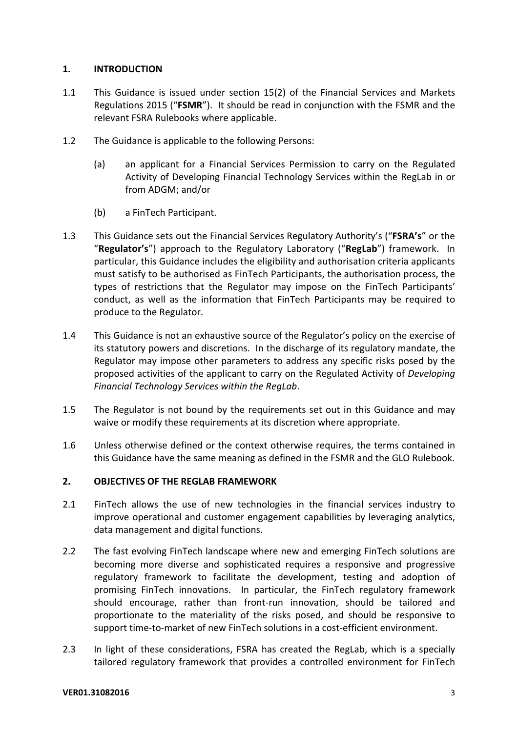## 1. INTRODUCTION

1.1 This Guidance is issued under section 15(2) of the Financial Services and Markets Regulations 2015 ("**FSMR**"). It should be read in conjunction with the FSMR and the relevant FSRA Rulebooks where applicable.

1.2 The Guidance is applicable to the following Persons:

(a) an applicant for a Financial Services Permission to carry on the Regulated Activity of Developing Financial Technology Services within the RegLab in or from ADGM; and/or

(b) a FinTech Participant.

1.3 This Guidance sets out the Financial Services Regulatory Authority's ("**FSRA's**" or the "**Regulator's**") approach to the Regulatory Laboratory ("**RegLab**") framework. In particular, this Guidance includes the eligibility and authorisation criteria applicants must satisfy to be authorised as FinTech Participants, the authorisation process, the types of restrictions that the Regulator may impose on the FinTech Participants' conduct, as well as the information that FinTech Participants may be required to produce to the Regulator.

1.4 This Guidance is not an exhaustive source of the Regulator's policy on the exercise of its statutory powers and discretions. In the discharge of its regulatory mandate, the Regulator may impose other parameters to address any specific risks posed by the proposed activities of the applicant to carry on the Regulated Activity of *Developing Financial Technology Services within the RegLab*.

1.5 The Regulator is not bound by the requirements set out in this Guidance and may waive or modify these requirements at its discretion where appropriate.

1.6 Unless otherwise defined or the context otherwise requires, the terms contained in this Guidance have the same meaning as defined in the FSMR and the GLO Rulebook.

## 2. OBJECTIVES OF THE REGLAB FRAMEWORK

2.1 FinTech allows the use of new technologies in the financial services industry to improve operational and customer engagement capabilities by leveraging analytics, data management and digital functions.

2.2 The fast evolving FinTech landscape where new and emerging FinTech solutions are becoming more diverse and sophisticated requires a responsive and progressive regulatory framework to facilitate the development, testing and adoption of promising FinTech innovations. In particular, the FinTech regulatory framework should encourage, rather than front-run innovation, should be tailored and proportionate to the materiality of the risks posed, and should be responsive to support time-to-market of new FinTech solutions in a cost-efficient environment.

2.3 In light of these considerations, FSRA has created the RegLab, which is a specially tailored regulatory framework that provides a controlled environment for FinTech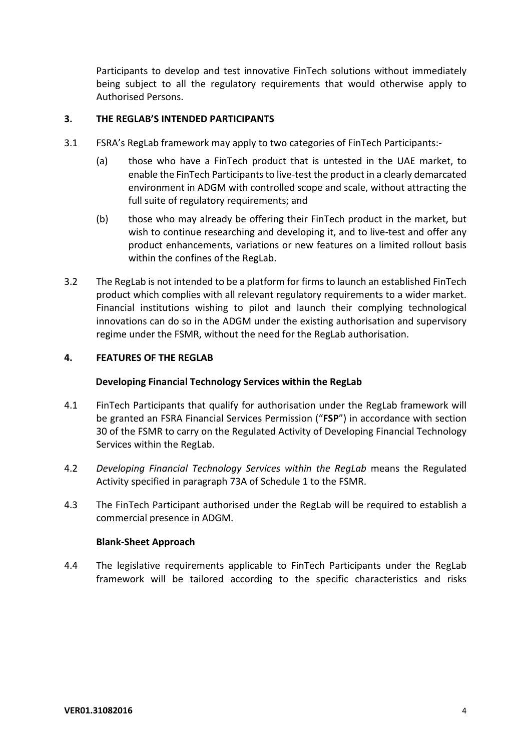Participants to develop and test innovative FinTech solutions without immediately being subject to all the regulatory requirements that would otherwise apply to Authorised Persons.

## 3. THE REGLAB'S INTENDED PARTICIPANTS

3.1 FSRA's RegLab framework may apply to two categories of FinTech Participants:-

(a) those who have a FinTech product that is untested in the UAE market, to enable the FinTech Participants to live-test the product in a clearly demarcated environment in ADGM with controlled scope and scale, without attracting the full suite of regulatory requirements; and

(b) those who may already be offering their FinTech product in the market, but wish to continue researching and developing it, and to live-test and offer any product enhancements, variations or new features on a limited rollout basis within the confines of the RegLab.

3.2 The RegLab is not intended to be a platform for firms to launch an established FinTech product which complies with all relevant regulatory requirements to a wider market. Financial institutions wishing to pilot and launch their complying technological innovations can do so in the ADGM under the existing authorisation and supervisory regime under the FSMR, without the need for the RegLab authorisation.

## 4. FEATURES OF THE REGLAB

### Developing Financial Technology Services within the RegLab

4.1 FinTech Participants that qualify for authorisation under the RegLab framework will be granted an FSRA Financial Services Permission ("**FSP**") in accordance with section 30 of the FSMR to carry on the Regulated Activity of Developing Financial Technology Services within the RegLab.

4.2 *Developing Financial Technology Services within the RegLab* means the Regulated Activity specified in paragraph 73A of Schedule 1 to the FSMR.

4.3 The FinTech Participant authorised under the RegLab will be required to establish a commercial presence in ADGM.

### Blank-Sheet Approach

4.4 The legislative requirements applicable to FinTech Participants under the RegLab framework will be tailored according to the specific characteristics and risks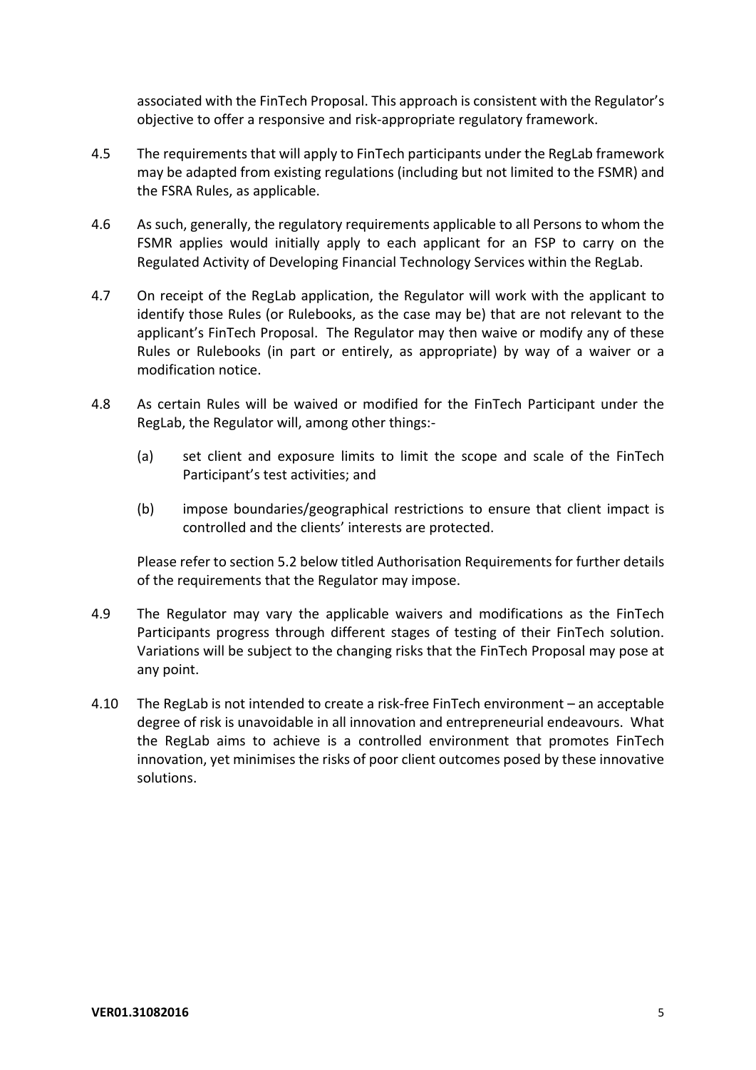associated with the FinTech Proposal. This approach is consistent with the Regulator's objective to offer a responsive and risk-appropriate regulatory framework.

4.5 The requirements that will apply to FinTech participants under the RegLab framework may be adapted from existing regulations (including but not limited to the FSMR) and the FSRA Rules, as applicable.

4.6 As such, generally, the regulatory requirements applicable to all Persons to whom the FSMR applies would initially apply to each applicant for an FSP to carry on the Regulated Activity of Developing Financial Technology Services within the RegLab.

4.7 On receipt of the RegLab application, the Regulator will work with the applicant to identify those Rules (or Rulebooks, as the case may be) that are not relevant to the applicant's FinTech Proposal. The Regulator may then waive or modify any of these Rules or Rulebooks (in part or entirely, as appropriate) by way of a waiver or a modification notice.

4.8 As certain Rules will be waived or modified for the FinTech Participant under the RegLab, the Regulator will, among other things:-

(a) set client and exposure limits to limit the scope and scale of the FinTech Participant's test activities; and

(b) impose boundaries/geographical restrictions to ensure that client impact is controlled and the clients' interests are protected.

Please refer to section 5.2 below titled Authorisation Requirements for further details of the requirements that the Regulator may impose.

4.9 The Regulator may vary the applicable waivers and modifications as the FinTech Participants progress through different stages of testing of their FinTech solution. Variations will be subject to the changing risks that the FinTech Proposal may pose at any point.

4.10 The RegLab is not intended to create a risk-free FinTech environment – an acceptable degree of risk is unavoidable in all innovation and entrepreneurial endeavours. What the RegLab aims to achieve is a controlled environment that promotes FinTech innovation, yet minimises the risks of poor client outcomes posed by these innovative solutions.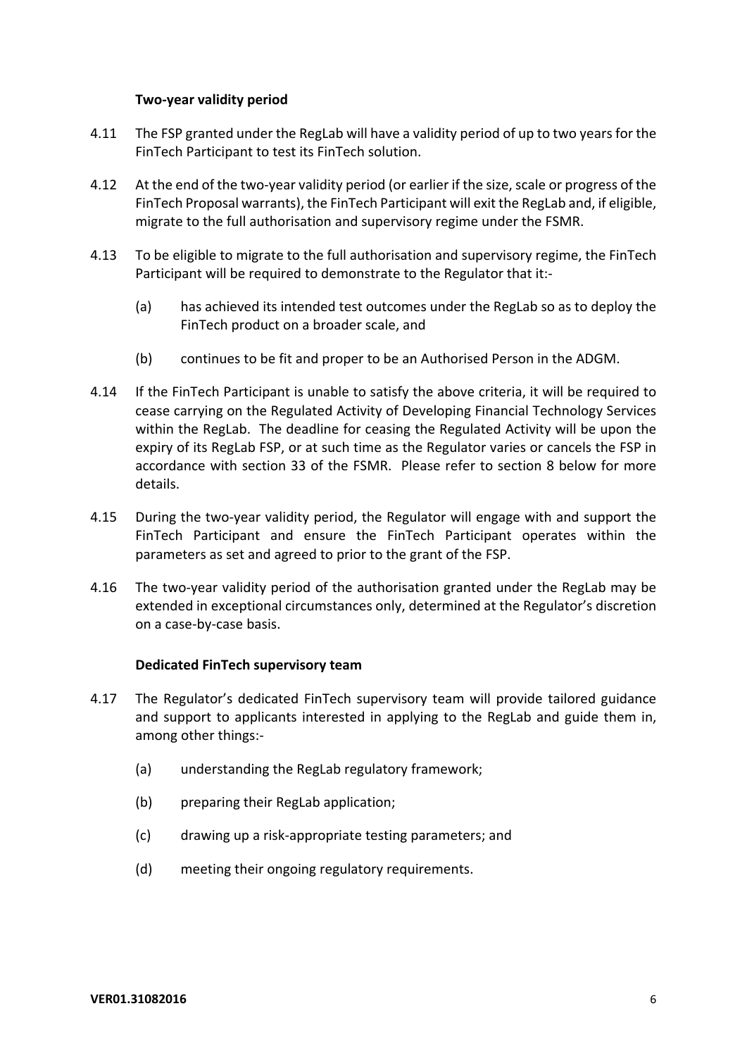### Two-year validity period

4.11 The FSP granted under the RegLab will have a validity period of up to two years for the FinTech Participant to test its FinTech solution.

4.12 At the end of the two-year validity period (or earlier if the size, scale or progress of the FinTech Proposal warrants), the FinTech Participant will exit the RegLab and, if eligible, migrate to the full authorisation and supervisory regime under the FSMR.

4.13 To be eligible to migrate to the full authorisation and supervisory regime, the FinTech Participant will be required to demonstrate to the Regulator that it:-

(a) has achieved its intended test outcomes under the RegLab so as to deploy the FinTech product on a broader scale, and

(b) continues to be fit and proper to be an Authorised Person in the ADGM.

4.14 If the FinTech Participant is unable to satisfy the above criteria, it will be required to cease carrying on the Regulated Activity of Developing Financial Technology Services within the RegLab. The deadline for ceasing the Regulated Activity will be upon the expiry of its RegLab FSP, or at such time as the Regulator varies or cancels the FSP in accordance with section 33 of the FSMR. Please refer to section 8 below for more details.

4.15 During the two-year validity period, the Regulator will engage with and support the FinTech Participant and ensure the FinTech Participant operates within the parameters as set and agreed to prior to the grant of the FSP.

4.16 The two-year validity period of the authorisation granted under the RegLab may be extended in exceptional circumstances only, determined at the Regulator's discretion on a case-by-case basis.

### Dedicated FinTech supervisory team

4.17 The Regulator's dedicated FinTech supervisory team will provide tailored guidance and support to applicants interested in applying to the RegLab and guide them in, among other things:-

(a) understanding the RegLab regulatory framework;

(b) preparing their RegLab application;

(c) drawing up a risk-appropriate testing parameters; and

(d) meeting their ongoing regulatory requirements.

**VER01.31082016**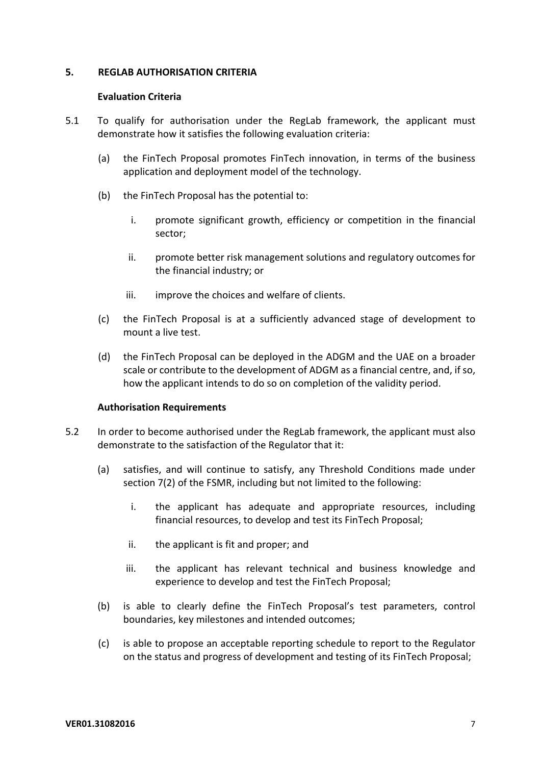## 5. REGLAB AUTHORISATION CRITERIA

### Evaluation Criteria

5.1 To qualify for authorisation under the RegLab framework, the applicant must demonstrate how it satisfies the following evaluation criteria:

(a) the FinTech Proposal promotes FinTech innovation, in terms of the business application and deployment model of the technology.

(b) the FinTech Proposal has the potential to:

i. promote significant growth, efficiency or competition in the financial sector;

ii. promote better risk management solutions and regulatory outcomes for the financial industry; or

iii. improve the choices and welfare of clients.

(c) the FinTech Proposal is at a sufficiently advanced stage of development to mount a live test.

(d) the FinTech Proposal can be deployed in the ADGM and the UAE on a broader scale or contribute to the development of ADGM as a financial centre, and, if so, how the applicant intends to do so on completion of the validity period.

### Authorisation Requirements

5.2 In order to become authorised under the RegLab framework, the applicant must also demonstrate to the satisfaction of the Regulator that it:

(a) satisfies, and will continue to satisfy, any Threshold Conditions made under section 7(2) of the FSMR, including but not limited to the following:

i. the applicant has adequate and appropriate resources, including financial resources, to develop and test its FinTech Proposal;

ii. the applicant is fit and proper; and

iii. the applicant has relevant technical and business knowledge and experience to develop and test the FinTech Proposal;

(b) is able to clearly define the FinTech Proposal's test parameters, control boundaries, key milestones and intended outcomes;

(c) is able to propose an acceptable reporting schedule to report to the Regulator on the status and progress of development and testing of its FinTech Proposal;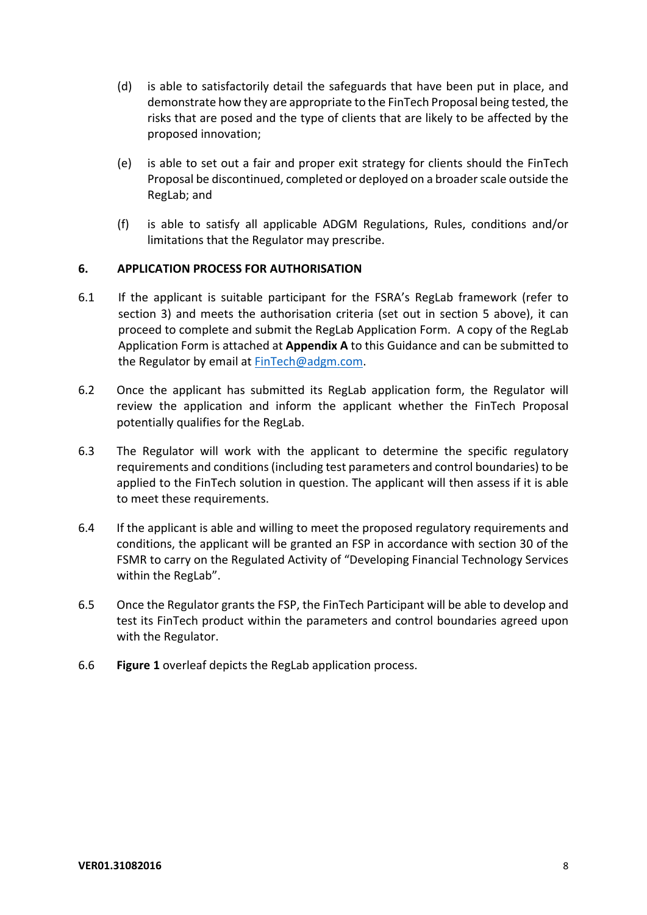(d) is able to satisfactorily detail the safeguards that have been put in place, and demonstrate how they are appropriate to the FinTech Proposal being tested, the risks that are posed and the type of clients that are likely to be affected by the proposed innovation;

(e) is able to set out a fair and proper exit strategy for clients should the FinTech Proposal be discontinued, completed or deployed on a broader scale outside the RegLab; and

(f) is able to satisfy all applicable ADGM Regulations, Rules, conditions and/or limitations that the Regulator may prescribe.

## 6. APPLICATION PROCESS FOR AUTHORISATION

6.1 If the applicant is suitable participant for the FSRA's RegLab framework (refer to section 3) and meets the authorisation criteria (set out in section 5 above), it can proceed to complete and submit the RegLab Application Form. A copy of the RegLab Application Form is attached at **Appendix A** to this Guidance and can be submitted to the Regulator by email at FinTech@adgm.com.

6.2 Once the applicant has submitted its RegLab application form, the Regulator will review the application and inform the applicant whether the FinTech Proposal potentially qualifies for the RegLab.

6.3 The Regulator will work with the applicant to determine the specific regulatory requirements and conditions (including test parameters and control boundaries) to be applied to the FinTech solution in question. The applicant will then assess if it is able to meet these requirements.

6.4 If the applicant is able and willing to meet the proposed regulatory requirements and conditions, the applicant will be granted an FSP in accordance with section 30 of the FSMR to carry on the Regulated Activity of "Developing Financial Technology Services within the RegLab".

6.5 Once the Regulator grants the FSP, the FinTech Participant will be able to develop and test its FinTech product within the parameters and control boundaries agreed upon with the Regulator.

6.6 **Figure 1** overleaf depicts the RegLab application process.

VER01.31082016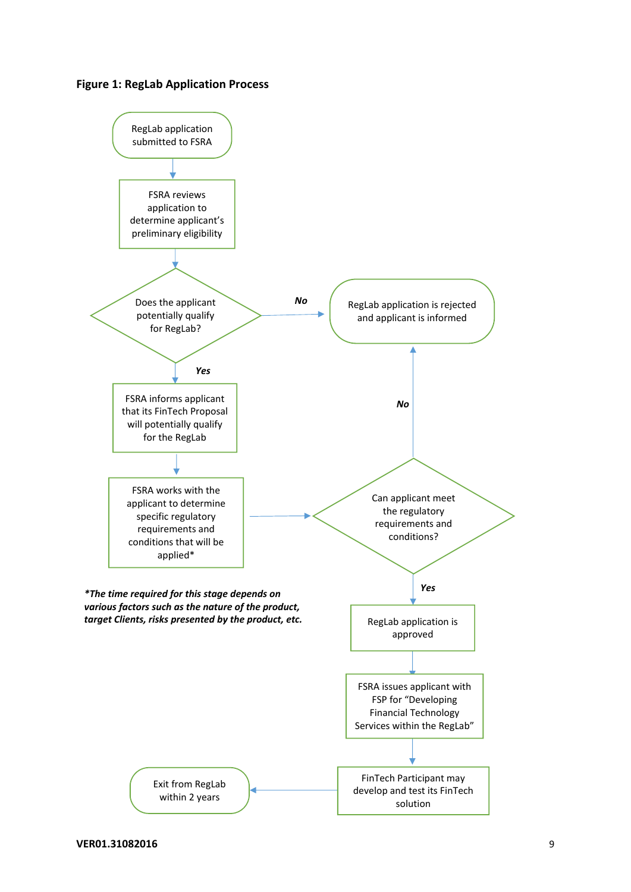**Figure 1: RegLab Application Process**

- RegLab application submitted to FSRA
- FSRA reviews application to determine applicant's preliminary eligibility
- Does the applicant potentially qualify for RegLab?
  - *No* → RegLab application is rejected and applicant is informed
  - *Yes* → FSRA informs applicant that its FinTech Proposal will potentially qualify for the RegLab
- FSRA works with the applicant to determine specific regulatory requirements and conditions that will be applied*
- Can applicant meet the regulatory requirements and conditions?
  - *No* → RegLab application is rejected and applicant is informed
  - *Yes* → RegLab application is approved
- FSRA issues applicant with FSP for "Developing Financial Technology Services within the RegLab"
- FinTech Participant may develop and test its FinTech solution
- Exit from RegLab within 2 years

***The time required for this stage depends on various factors such as the nature of the product, target Clients, risks presented by the product, etc.***

**VER01.31082016**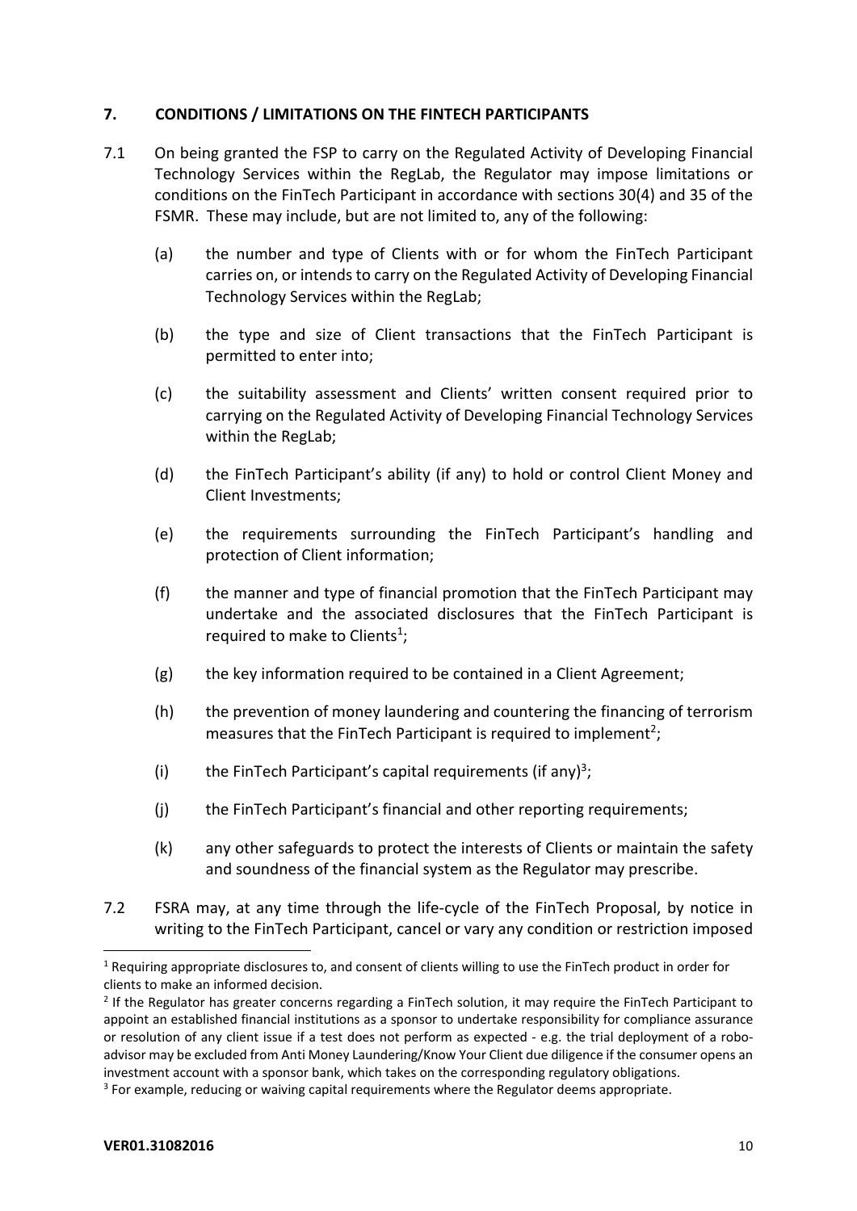## 7. CONDITIONS / LIMITATIONS ON THE FINTECH PARTICIPANTS

7.1 On being granted the FSP to carry on the Regulated Activity of Developing Financial Technology Services within the RegLab, the Regulator may impose limitations or conditions on the FinTech Participant in accordance with sections 30(4) and 35 of the FSMR. These may include, but are not limited to, any of the following:

(a) the number and type of Clients with or for whom the FinTech Participant carries on, or intends to carry on the Regulated Activity of Developing Financial Technology Services within the RegLab;

(b) the type and size of Client transactions that the FinTech Participant is permitted to enter into;

(c) the suitability assessment and Clients' written consent required prior to carrying on the Regulated Activity of Developing Financial Technology Services within the RegLab;

(d) the FinTech Participant's ability (if any) to hold or control Client Money and Client Investments;

(e) the requirements surrounding the FinTech Participant's handling and protection of Client information;

(f) the manner and type of financial promotion that the FinTech Participant may undertake and the associated disclosures that the FinTech Participant is required to make to Clients[1];

(g) the key information required to be contained in a Client Agreement;

(h) the prevention of money laundering and countering the financing of terrorism measures that the FinTech Participant is required to implement[2];

(i) the FinTech Participant's capital requirements (if any)[3];

(j) the FinTech Participant's financial and other reporting requirements;

(k) any other safeguards to protect the interests of Clients or maintain the safety and soundness of the financial system as the Regulator may prescribe.

7.2 FSRA may, at any time through the life-cycle of the FinTech Proposal, by notice in writing to the FinTech Participant, cancel or vary any condition or restriction imposed

---

[1] Requiring appropriate disclosures to, and consent of clients willing to use the FinTech product in order for clients to make an informed decision.

[2] If the Regulator has greater concerns regarding a FinTech solution, it may require the FinTech Participant to appoint an established financial institutions as a sponsor to undertake responsibility for compliance assurance or resolution of any client issue if a test does not perform as expected - e.g. the trial deployment of a robo-advisor may be excluded from Anti Money Laundering/Know Your Client due diligence if the consumer opens an investment account with a sponsor bank, which takes on the corresponding regulatory obligations.

[3] For example, reducing or waiving capital requirements where the Regulator deems appropriate.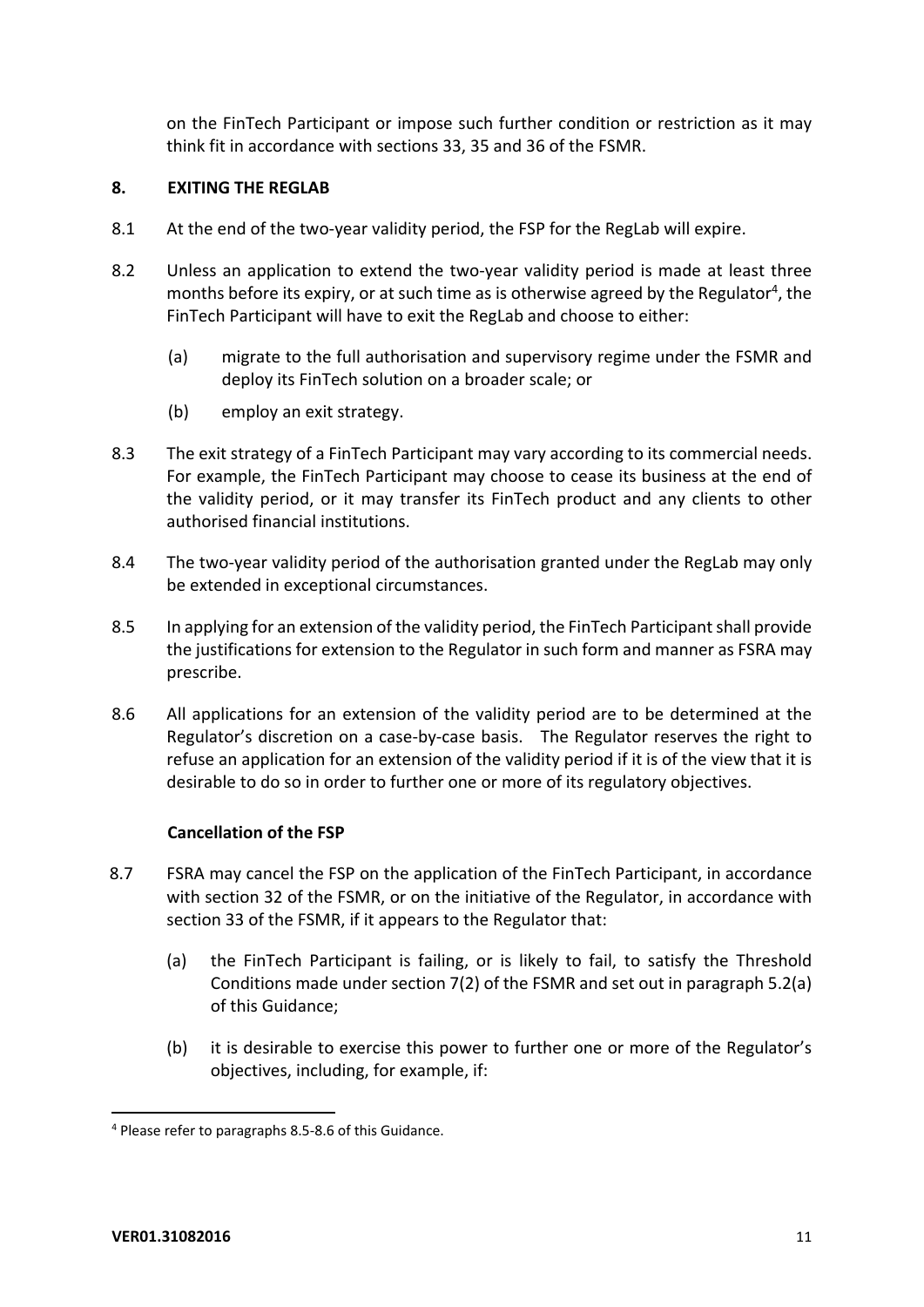on the FinTech Participant or impose such further condition or restriction as it may think fit in accordance with sections 33, 35 and 36 of the FSMR.

## 8. EXITING THE REGLAB

8.1 At the end of the two-year validity period, the FSP for the RegLab will expire.

8.2 Unless an application to extend the two-year validity period is made at least three months before its expiry, or at such time as is otherwise agreed by the Regulator[4], the FinTech Participant will have to exit the RegLab and choose to either:

(a) migrate to the full authorisation and supervisory regime under the FSMR and deploy its FinTech solution on a broader scale; or

(b) employ an exit strategy.

8.3 The exit strategy of a FinTech Participant may vary according to its commercial needs. For example, the FinTech Participant may choose to cease its business at the end of the validity period, or it may transfer its FinTech product and any clients to other authorised financial institutions.

8.4 The two-year validity period of the authorisation granted under the RegLab may only be extended in exceptional circumstances.

8.5 In applying for an extension of the validity period, the FinTech Participant shall provide the justifications for extension to the Regulator in such form and manner as FSRA may prescribe.

8.6 All applications for an extension of the validity period are to be determined at the Regulator's discretion on a case-by-case basis. The Regulator reserves the right to refuse an application for an extension of the validity period if it is of the view that it is desirable to do so in order to further one or more of its regulatory objectives.

### Cancellation of the FSP

8.7 FSRA may cancel the FSP on the application of the FinTech Participant, in accordance with section 32 of the FSMR, or on the initiative of the Regulator, in accordance with section 33 of the FSMR, if it appears to the Regulator that:

(a) the FinTech Participant is failing, or is likely to fail, to satisfy the Threshold Conditions made under section 7(2) of the FSMR and set out in paragraph 5.2(a) of this Guidance;

(b) it is desirable to exercise this power to further one or more of the Regulator's objectives, including, for example, if:

---

[4] Please refer to paragraphs 8.5-8.6 of this Guidance.

VER01.31082016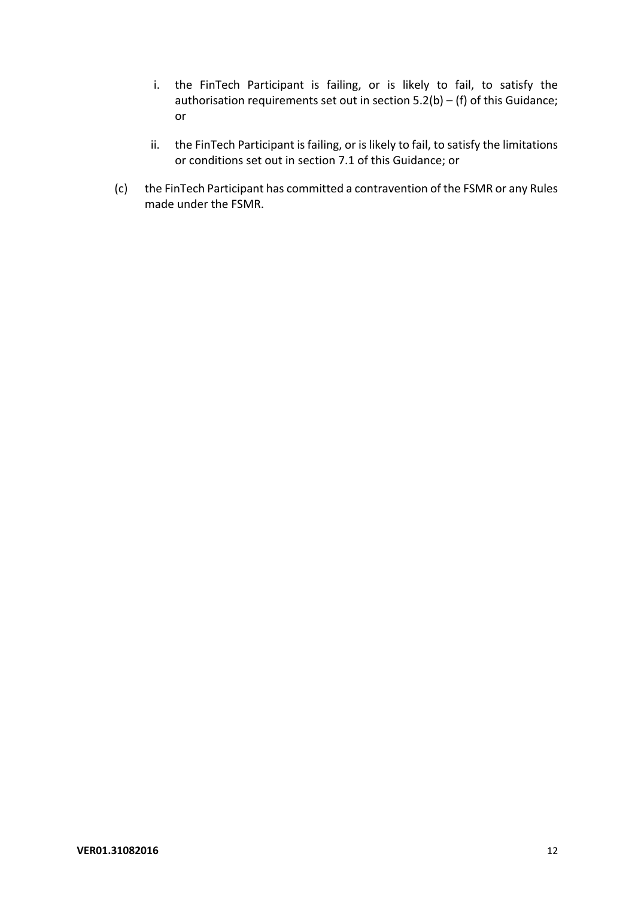i. the FinTech Participant is failing, or is likely to fail, to satisfy the authorisation requirements set out in section 5.2(b) – (f) of this Guidance; or

ii. the FinTech Participant is failing, or is likely to fail, to satisfy the limitations or conditions set out in section 7.1 of this Guidance; or

(c) the FinTech Participant has committed a contravention of the FSMR or any Rules made under the FSMR.